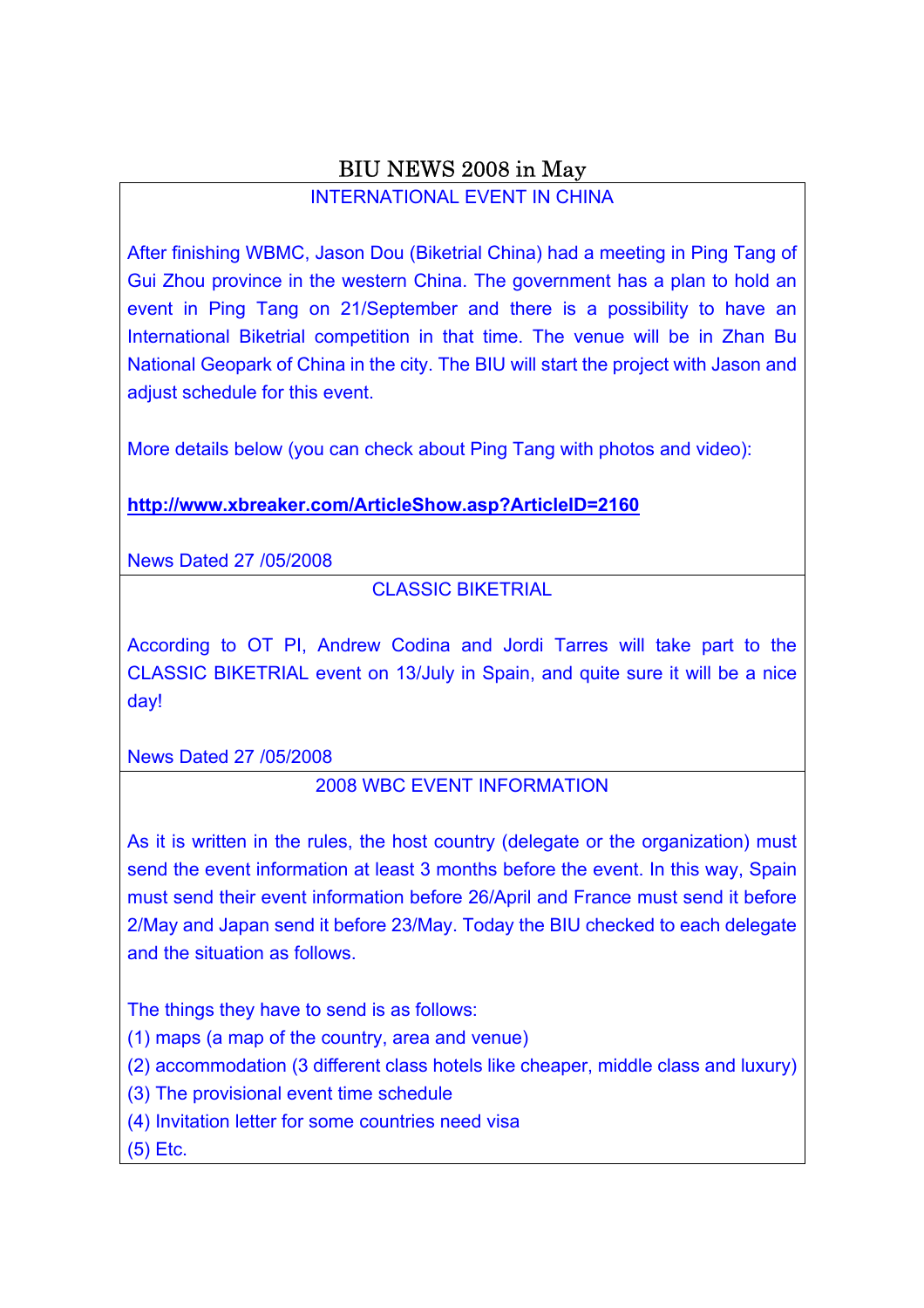# BIU NEWS 2008 in May

## INTERNATIONAL EVENT IN CHINA

After finishing WBMC, Jason Dou (Biketrial China) had a meeting in Ping Tang of Gui Zhou province in the western China. The government has a plan to hold an event in Ping Tang on 21/September and there is a possibility to have an International Biketrial competition in that time. The venue will be in Zhan Bu National Geopark of China in the city. The BIU will start the project with Jason and adjust schedule for this event.

More details below (you can check about Ping Tang with photos and video):

**http://www.xbreaker.com/ArticleShow.asp?ArticleID=2160**

News Dated 27 /05/2008

## CLASSIC BIKETRIAL

According to OT PI, Andrew Codina and Jordi Tarres will take part to the CLASSIC BIKETRIAL event on 13/July in Spain, and quite sure it will be a nice day!

News Dated 27 /05/2008

## 2008 WBC EVENT INFORMATION

As it is written in the rules, the host country (delegate or the organization) must send the event information at least 3 months before the event. In this way, Spain must send their event information before 26/April and France must send it before 2/May and Japan send it before 23/May. Today the BIU checked to each delegate and the situation as follows.

The things they have to send is as follows:
(1) maps (a map of the country, area and venue)
(2) accommodation (3 different class hotels like cheaper, middle class and luxury)
(3) The provisional event time schedule
(4) Invitation letter for some countries need visa
(5) Etc.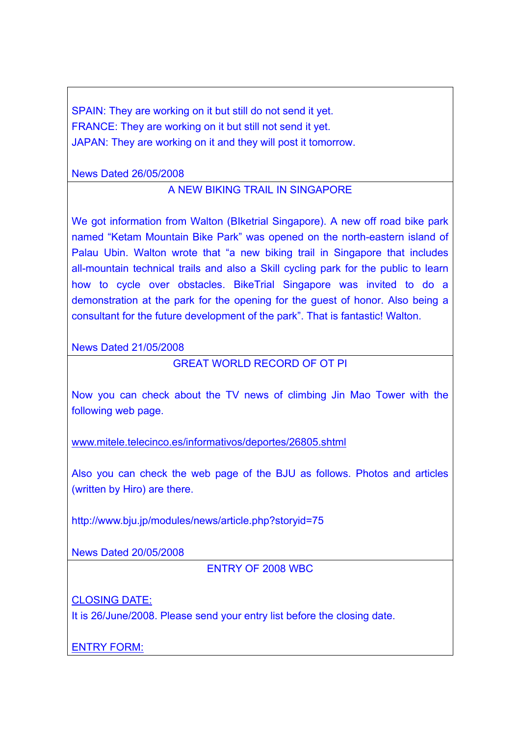SPAIN: They are working on it but still do not send it yet.
FRANCE: They are working on it but still not send it yet.
JAPAN: They are working on it and they will post it tomorrow.

News Dated 26/05/2008

## A NEW BIKING TRAIL IN SINGAPORE

We got information from Walton (BIketrial Singapore). A new off road bike park named "Ketam Mountain Bike Park" was opened on the north-eastern island of Palau Ubin. Walton wrote that "a new biking trail in Singapore that includes all-mountain technical trails and also a Skill cycling park for the public to learn how to cycle over obstacles. BikeTrial Singapore was invited to do a demonstration at the park for the opening for the guest of honor. Also being a consultant for the future development of the park". That is fantastic! Walton.

News Dated 21/05/2008

## GREAT WORLD RECORD OF OT PI

Now you can check about the TV news of climbing Jin Mao Tower with the following web page.

www.mitele.telecinco.es/informativos/deportes/26805.shtml

Also you can check the web page of the BJU as follows. Photos and articles (written by Hiro) are there.

http://www.bju.jp/modules/news/article.php?storyid=75

News Dated 20/05/2008

## ENTRY OF 2008 WBC

CLOSING DATE:
It is 26/June/2008. Please send your entry list before the closing date.

ENTRY FORM: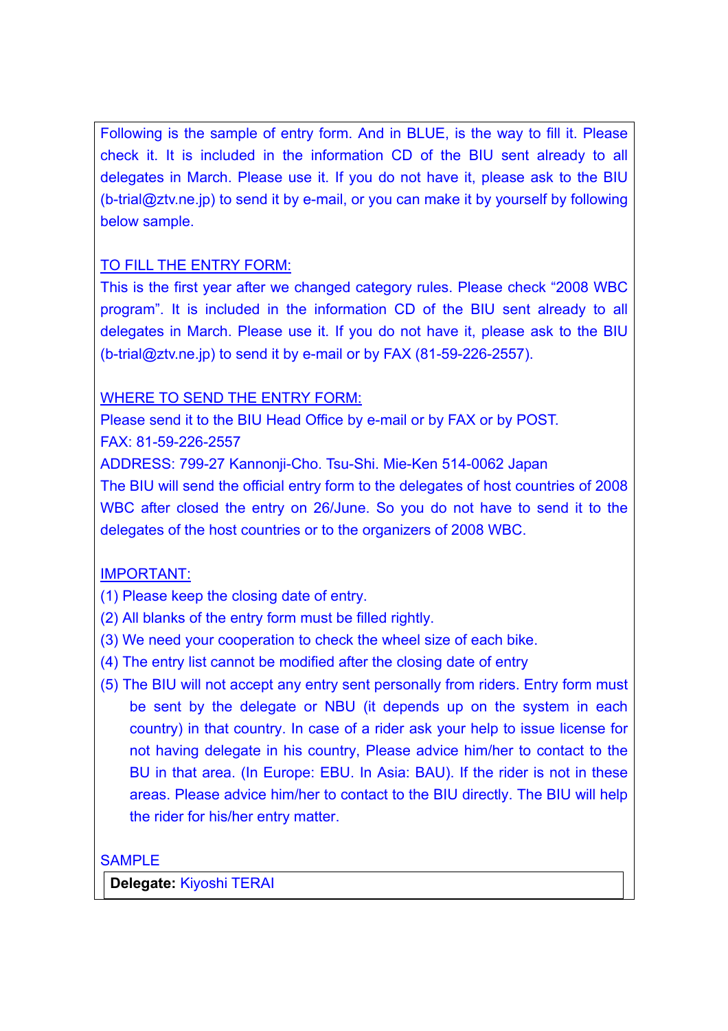Following is the sample of entry form. And in BLUE, is the way to fill it. Please check it. It is included in the information CD of the BIU sent already to all delegates in March. Please use it. If you do not have it, please ask to the BIU (b-trial@ztv.ne.jp) to send it by e-mail, or you can make it by yourself by following below sample.

TO FILL THE ENTRY FORM:

This is the first year after we changed category rules. Please check "2008 WBC program". It is included in the information CD of the BIU sent already to all delegates in March. Please use it. If you do not have it, please ask to the BIU (b-trial@ztv.ne.jp) to send it by e-mail or by FAX (81-59-226-2557).

WHERE TO SEND THE ENTRY FORM:

Please send it to the BIU Head Office by e-mail or by FAX or by POST.
FAX: 81-59-226-2557
ADDRESS: 799-27 Kannonji-Cho. Tsu-Shi. Mie-Ken 514-0062 Japan
The BIU will send the official entry form to the delegates of host countries of 2008 WBC after closed the entry on 26/June. So you do not have to send it to the delegates of the host countries or to the organizers of 2008 WBC.

IMPORTANT:

(1) Please keep the closing date of entry.
(2) All blanks of the entry form must be filled rightly.
(3) We need your cooperation to check the wheel size of each bike.
(4) The entry list cannot be modified after the closing date of entry
(5) The BIU will not accept any entry sent personally from riders. Entry form must be sent by the delegate or NBU (it depends up on the system in each country) in that country. In case of a rider ask your help to issue license for not having delegate in his country, Please advice him/her to contact to the BU in that area. (In Europe: EBU. In Asia: BAU). If the rider is not in these areas. Please advice him/her to contact to the BIU directly. The BIU will help the rider for his/her entry matter.

SAMPLE

| **Delegate:** Kiyoshi TERAI |
|---|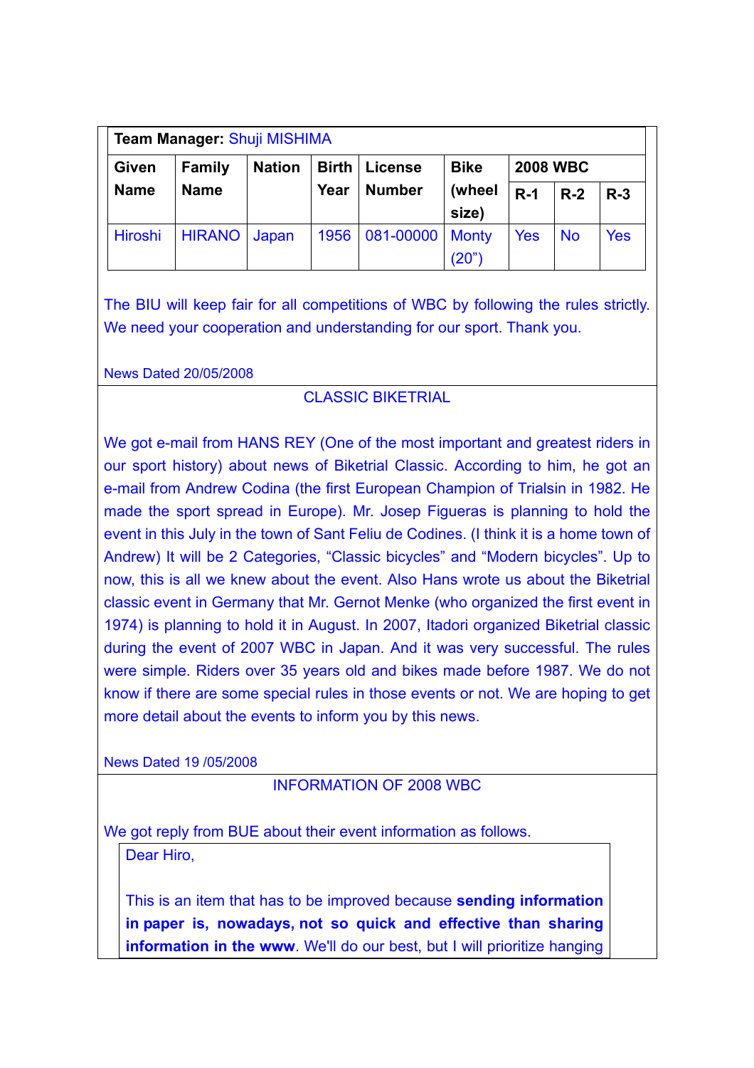**Team Manager:** Shuji MISHIMA

| Given Name | Family Name | Nation | Birth Year | License Number | Bike (wheel size) | 2008 WBC | | |
|---|---|---|---|---|---|---|---|---|
| | | | | | | R-1 | R-2 | R-3 |
| Hiroshi | HIRANO | Japan | 1956 | 081-00000 | Monty (20") | Yes | No | Yes |

The BIU will keep fair for all competitions of WBC by following the rules strictly. We need your cooperation and understanding for our sport. Thank you.

News Dated 20/05/2008

CLASSIC BIKETRIAL

We got e-mail from HANS REY (One of the most important and greatest riders in our sport history) about news of Biketrial Classic. According to him, he got an e-mail from Andrew Codina (the first European Champion of Trialsin in 1982. He made the sport spread in Europe). Mr. Josep Figueras is planning to hold the event in this July in the town of Sant Feliu de Codines. (I think it is a home town of Andrew) It will be 2 Categories, "Classic bicycles" and "Modern bicycles". Up to now, this is all we knew about the event. Also Hans wrote us about the Biketrial classic event in Germany that Mr. Gernot Menke (who organized the first event in 1974) is planning to hold it in August. In 2007, Itadori organized Biketrial classic during the event of 2007 WBC in Japan. And it was very successful. The rules were simple. Riders over 35 years old and bikes made before 1987. We do not know if there are some special rules in those events or not. We are hoping to get more detail about the events to inform you by this news.

News Dated 19 /05/2008

INFORMATION OF 2008 WBC

We got reply from BUE about their event information as follows.

> Dear Hiro,
>
> This is an item that has to be improved because **sending information in paper is, nowadays, not so quick and effective than sharing information in the www**. We'll do our best, but I will prioritize hanging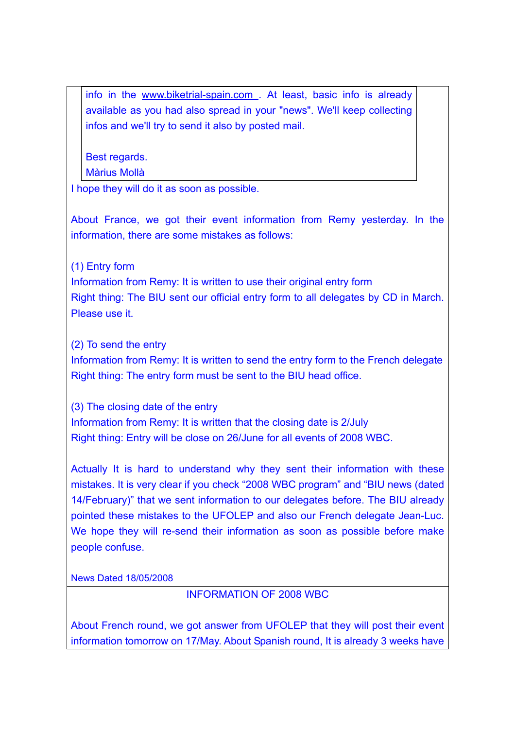info in the www.biketrial-spain.com . At least, basic info is already available as you had also spread in your "news". We'll keep collecting infos and we'll try to send it also by posted mail.

Best regards.
Màrius Mollà

I hope they will do it as soon as possible.

About France, we got their event information from Remy yesterday. In the information, there are some mistakes as follows:

(1) Entry form
Information from Remy: It is written to use their original entry form
Right thing: The BIU sent our official entry form to all delegates by CD in March. Please use it.

(2) To send the entry
Information from Remy: It is written to send the entry form to the French delegate
Right thing: The entry form must be sent to the BIU head office.

(3) The closing date of the entry
Information from Remy: It is written that the closing date is 2/July
Right thing: Entry will be close on 26/June for all events of 2008 WBC.

Actually It is hard to understand why they sent their information with these mistakes. It is very clear if you check "2008 WBC program" and "BIU news (dated 14/February)" that we sent information to our delegates before. The BIU already pointed these mistakes to the UFOLEP and also our French delegate Jean-Luc. We hope they will re-send their information as soon as possible before make people confuse.

News Dated 18/05/2008

INFORMATION OF 2008 WBC

About French round, we got answer from UFOLEP that they will post their event information tomorrow on 17/May. About Spanish round, It is already 3 weeks have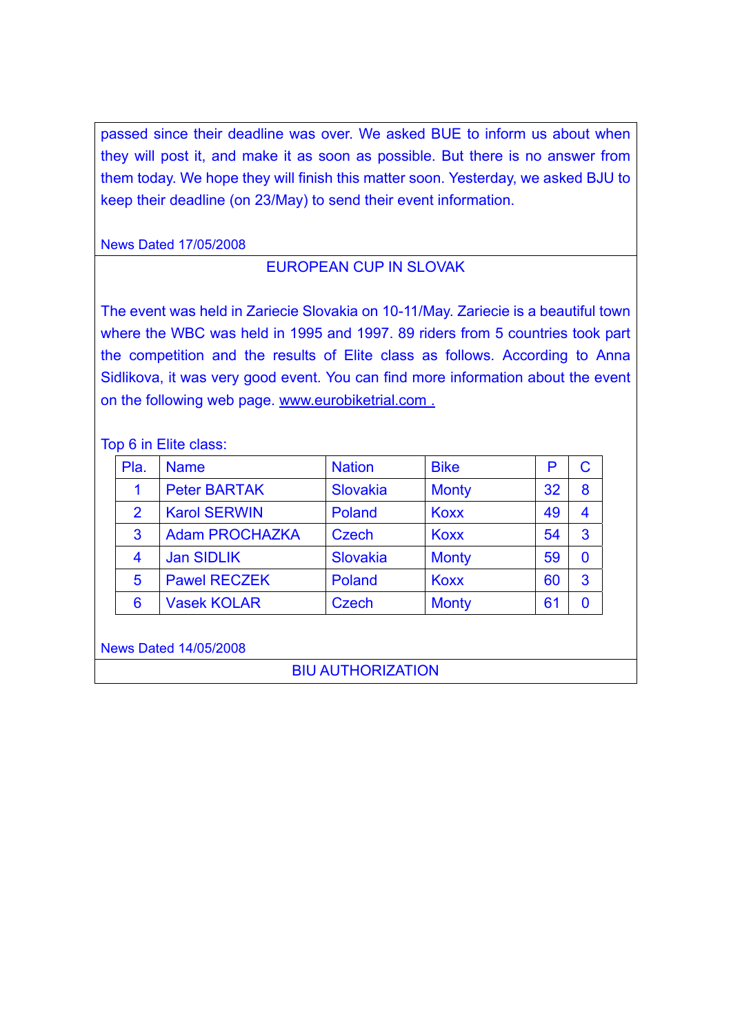passed since their deadline was over. We asked BUE to inform us about when they will post it, and make it as soon as possible. But there is no answer from them today. We hope they will finish this matter soon. Yesterday, we asked BJU to keep their deadline (on 23/May) to send their event information.

News Dated 17/05/2008

## EUROPEAN CUP IN SLOVAK

The event was held in Zariecie Slovakia on 10-11/May. Zariecie is a beautiful town where the WBC was held in 1995 and 1997. 89 riders from 5 countries took part the competition and the results of Elite class as follows. According to Anna Sidlikova, it was very good event. You can find more information about the event on the following web page. www.eurobiketrial.com .

Top 6 in Elite class:

| Pla. | Name | Nation | Bike | P | C |
|---|---|---|---|---|---|
| 1 | Peter BARTAK | Slovakia | Monty | 32 | 8 |
| 2 | Karol SERWIN | Poland | Koxx | 49 | 4 |
| 3 | Adam PROCHAZKA | Czech | Koxx | 54 | 3 |
| 4 | Jan SIDLIK | Slovakia | Monty | 59 | 0 |
| 5 | Pawel RECZEK | Poland | Koxx | 60 | 3 |
| 6 | Vasek KOLAR | Czech | Monty | 61 | 0 |

News Dated 14/05/2008

## BIU AUTHORIZATION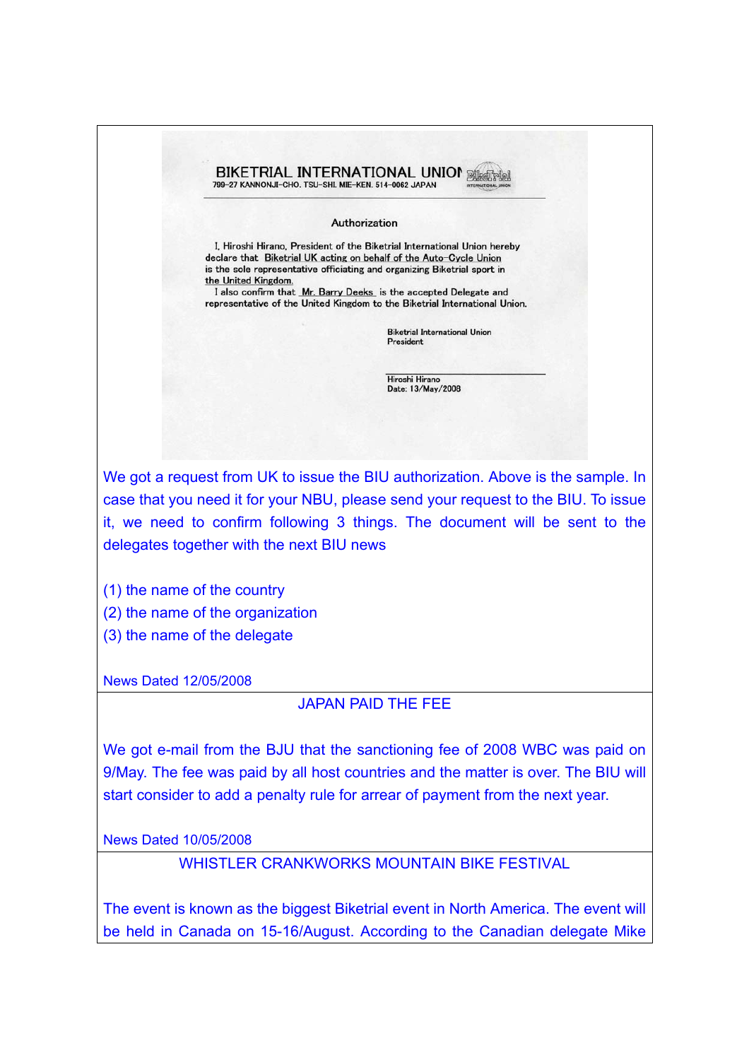**BIKETRIAL INTERNATIONAL UNION**
799-27 KANNONJI-CHO. TSU-SHI. MIE-KEN. 514-0062 JAPAN

**Authorization**

I, Hiroshi Hirano, President of the Biketrial International Union hereby declare that Biketrial UK acting on behalf of the Auto-Cycle Union is the sole representative officiating and organizing Biketrial sport in the United Kingdom.

I also confirm that Mr. Barry Deeks is the accepted Delegate and representative of the United Kingdom to the Biketrial International Union.

Biketrial International Union
President

Hiroshi Hirano
Date: 13/May/2008

We got a request from UK to issue the BIU authorization. Above is the sample. In case that you need it for your NBU, please send your request to the BIU. To issue it, we need to confirm following 3 things. The document will be sent to the delegates together with the next BIU news

(1) the name of the country
(2) the name of the organization
(3) the name of the delegate

News Dated 12/05/2008

## JAPAN PAID THE FEE

We got e-mail from the BJU that the sanctioning fee of 2008 WBC was paid on 9/May. The fee was paid by all host countries and the matter is over. The BIU will start consider to add a penalty rule for arrear of payment from the next year.

News Dated 10/05/2008

## WHISTLER CRANKWORKS MOUNTAIN BIKE FESTIVAL

The event is known as the biggest Biketrial event in North America. The event will be held in Canada on 15-16/August. According to the Canadian delegate Mike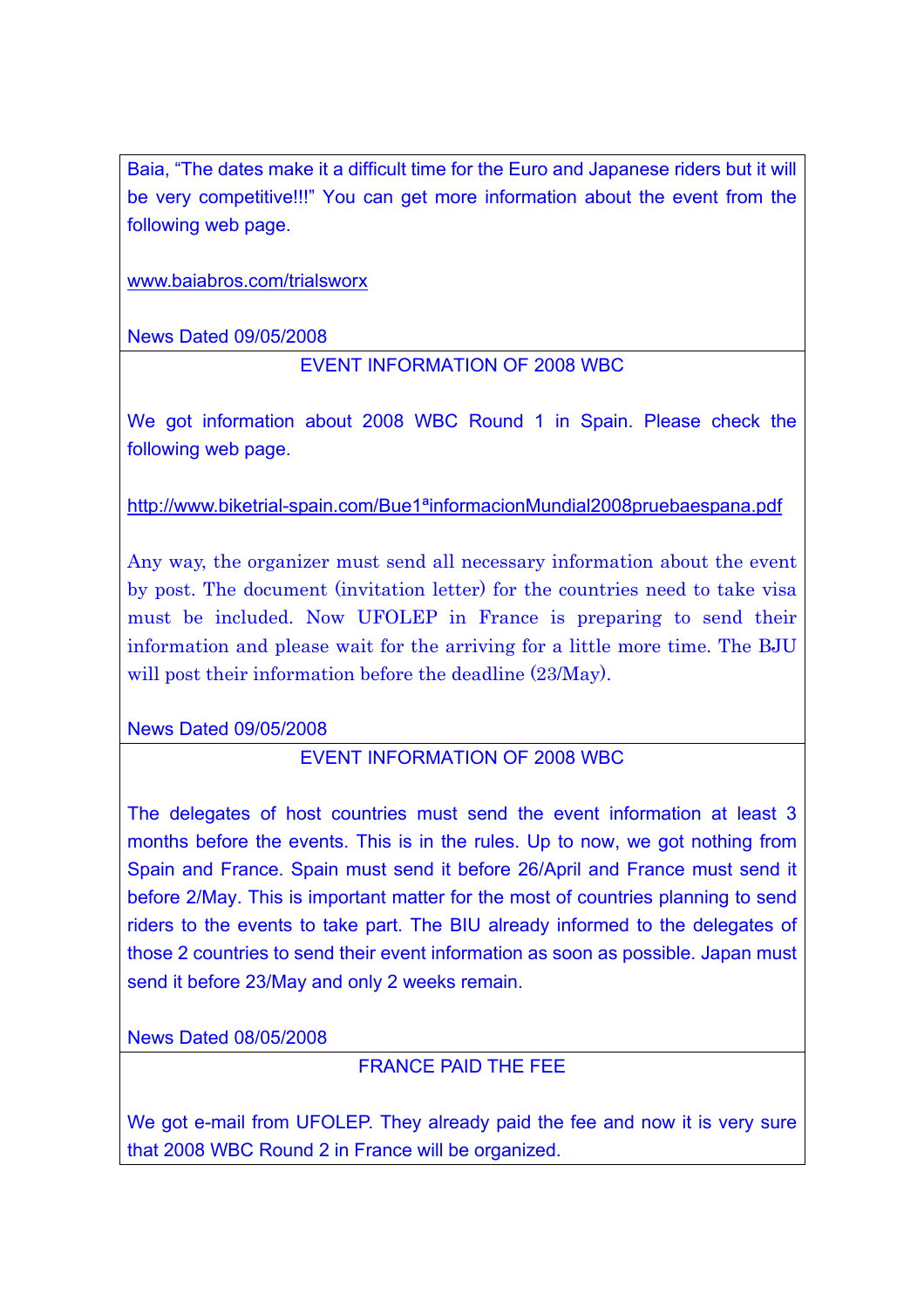Baia, “The dates make it a difficult time for the Euro and Japanese riders but it will be very competitive!!!” You can get more information about the event from the following web page.

www.baiabros.com/trialsworx

News Dated 09/05/2008

EVENT INFORMATION OF 2008 WBC

We got information about 2008 WBC Round 1 in Spain. Please check the following web page.

http://www.biketrial-spain.com/Bue1ªinformacionMundial2008pruebaespana.pdf

Any way, the organizer must send all necessary information about the event by post. The document (invitation letter) for the countries need to take visa must be included. Now UFOLEP in France is preparing to send their information and please wait for the arriving for a little more time. The BJU will post their information before the deadline (23/May).

News Dated 09/05/2008

EVENT INFORMATION OF 2008 WBC

The delegates of host countries must send the event information at least 3 months before the events. This is in the rules. Up to now, we got nothing from Spain and France. Spain must send it before 26/April and France must send it before 2/May. This is important matter for the most of countries planning to send riders to the events to take part. The BIU already informed to the delegates of those 2 countries to send their event information as soon as possible. Japan must send it before 23/May and only 2 weeks remain.

News Dated 08/05/2008

FRANCE PAID THE FEE

We got e-mail from UFOLEP. They already paid the fee and now it is very sure that 2008 WBC Round 2 in France will be organized.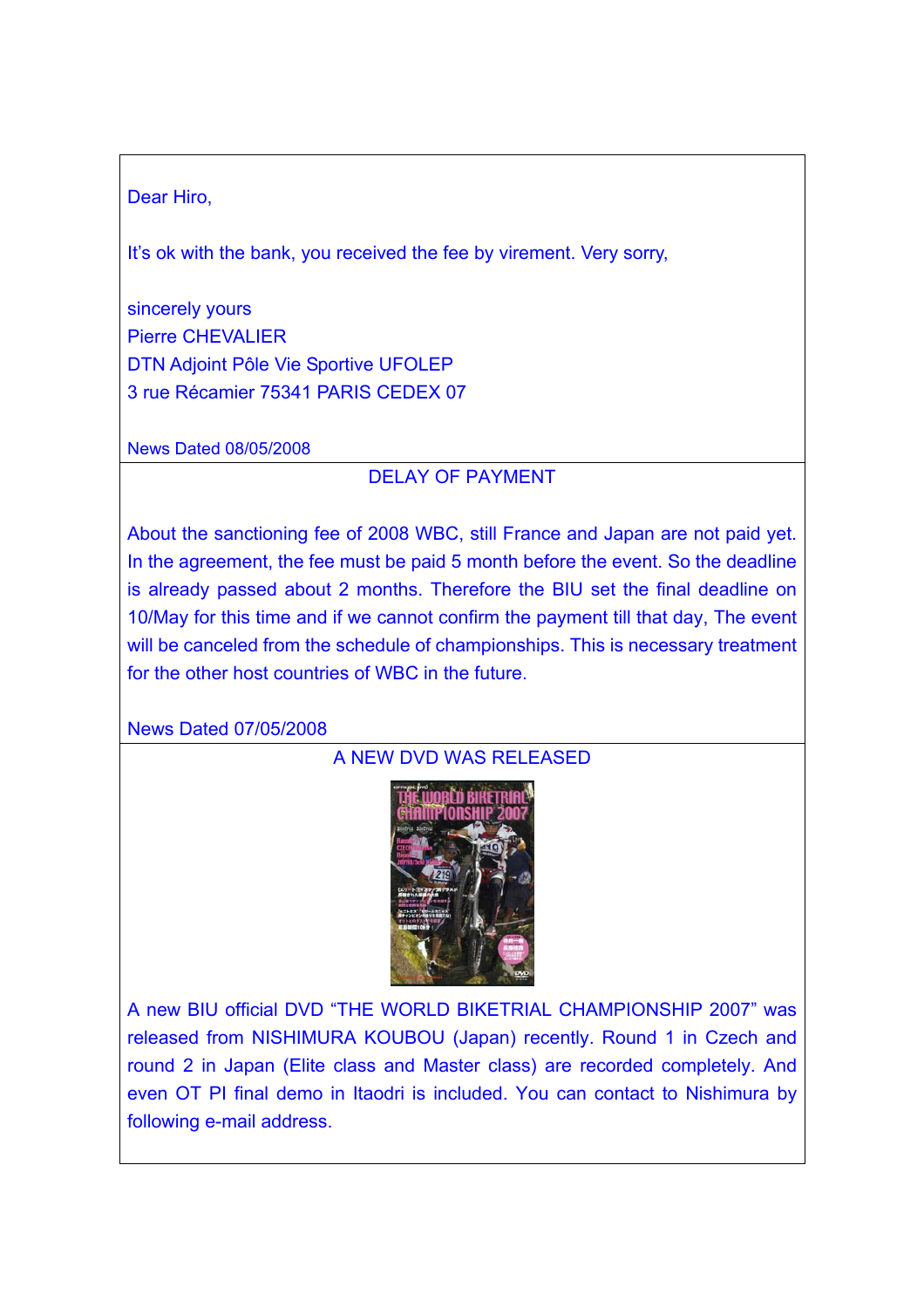Dear Hiro,

It's ok with the bank, you received the fee by virement. Very sorry,

sincerely yours
Pierre CHEVALIER
DTN Adjoint Pôle Vie Sportive UFOLEP
3 rue Récamier 75341 PARIS CEDEX 07

News Dated 08/05/2008

## DELAY OF PAYMENT

About the sanctioning fee of 2008 WBC, still France and Japan are not paid yet. In the agreement, the fee must be paid 5 month before the event. So the deadline is already passed about 2 months. Therefore the BIU set the final deadline on 10/May for this time and if we cannot confirm the payment till that day, The event will be canceled from the schedule of championships. This is necessary treatment for the other host countries of WBC in the future.

News Dated 07/05/2008

## A NEW DVD WAS RELEASED

A new BIU official DVD "THE WORLD BIKETRIAL CHAMPIONSHIP 2007" was released from NISHIMURA KOUBOU (Japan) recently. Round 1 in Czech and round 2 in Japan (Elite class and Master class) are recorded completely. And even OT PI final demo in Itaodri is included. You can contact to Nishimura by following e-mail address.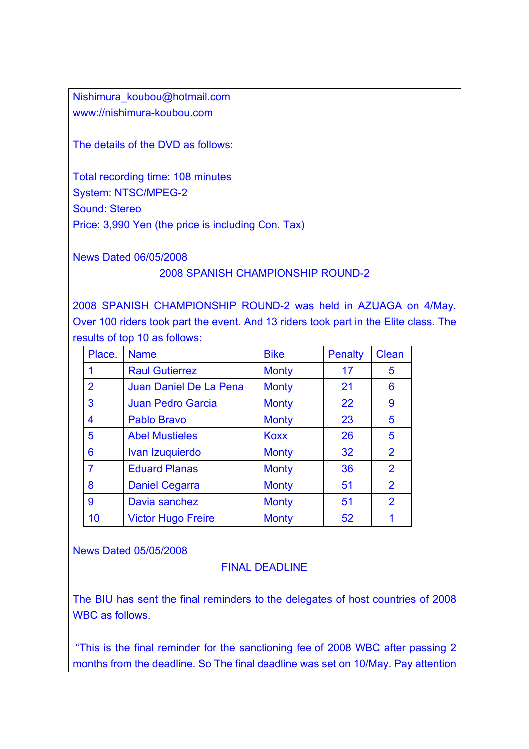Nishimura_koubou@hotmail.com
www://nishimura-koubou.com

The details of the DVD as follows:

Total recording time: 108 minutes
System: NTSC/MPEG-2
Sound: Stereo
Price: 3,990 Yen (the price is including Con. Tax)

News Dated 06/05/2008

## 2008 SPANISH CHAMPIONSHIP ROUND-2

2008 SPANISH CHAMPIONSHIP ROUND-2 was held in AZUAGA on 4/May. Over 100 riders took part the event. And 13 riders took part in the Elite class. The results of top 10 as follows:

| Place. | Name | Bike | Penalty | Clean |
|---|---|---|---|---|
| 1 | Raul Gutierrez | Monty | 17 | 5 |
| 2 | Juan Daniel De La Pena | Monty | 21 | 6 |
| 3 | Juan Pedro Garcia | Monty | 22 | 9 |
| 4 | Pablo Bravo | Monty | 23 | 5 |
| 5 | Abel Mustieles | Koxx | 26 | 5 |
| 6 | Ivan Izuquierdo | Monty | 32 | 2 |
| 7 | Eduard Planas | Monty | 36 | 2 |
| 8 | Daniel Cegarra | Monty | 51 | 2 |
| 9 | Davia sanchez | Monty | 51 | 2 |
| 10 | Victor Hugo Freire | Monty | 52 | 1 |

News Dated 05/05/2008

## FINAL DEADLINE

The BIU has sent the final reminders to the delegates of host countries of 2008 WBC as follows.

"This is the final reminder for the sanctioning fee of 2008 WBC after passing 2 months from the deadline. So The final deadline was set on 10/May. Pay attention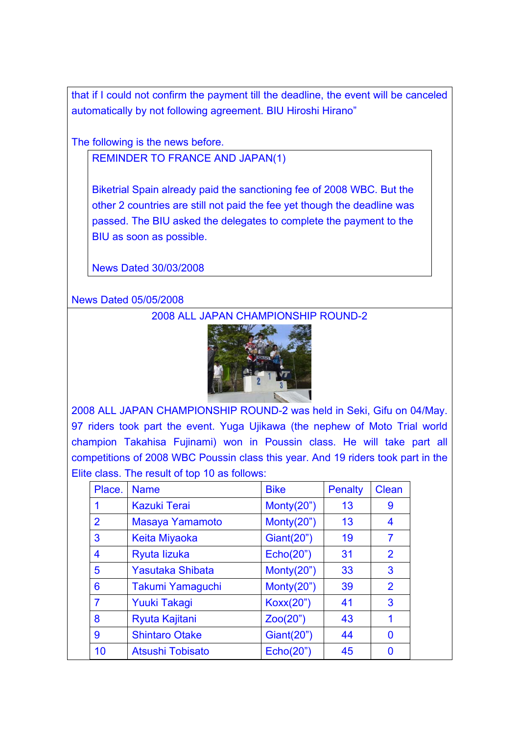that if I could not confirm the payment till the deadline, the event will be canceled automatically by not following agreement. BIU Hiroshi Hirano"

The following is the news before.

REMINDER TO FRANCE AND JAPAN(1)

Biketrial Spain already paid the sanctioning fee of 2008 WBC. But the other 2 countries are still not paid the fee yet though the deadline was passed. The BIU asked the delegates to complete the payment to the BIU as soon as possible.

News Dated 30/03/2008

News Dated 05/05/2008

## 2008 ALL JAPAN CHAMPIONSHIP ROUND-2

2008 ALL JAPAN CHAMPIONSHIP ROUND-2 was held in Seki, Gifu on 04/May. 97 riders took part the event. Yuga Ujikawa (the nephew of Moto Trial world champion Takahisa Fujinami) won in Poussin class. He will take part all competitions of 2008 WBC Poussin class this year. And 19 riders took part in the Elite class. The result of top 10 as follows:

| Place. | Name | Bike | Penalty | Clean |
|---|---|---|---|---|
| 1 | Kazuki Terai | Monty(20") | 13 | 9 |
| 2 | Masaya Yamamoto | Monty(20") | 13 | 4 |
| 3 | Keita Miyaoka | Giant(20") | 19 | 7 |
| 4 | Ryuta Iizuka | Echo(20") | 31 | 2 |
| 5 | Yasutaka Shibata | Monty(20") | 33 | 3 |
| 6 | Takumi Yamaguchi | Monty(20") | 39 | 2 |
| 7 | Yuuki Takagi | Koxx(20") | 41 | 3 |
| 8 | Ryuta Kajitani | Zoo(20") | 43 | 1 |
| 9 | Shintaro Otake | Giant(20") | 44 | 0 |
| 10 | Atsushi Tobisato | Echo(20") | 45 | 0 |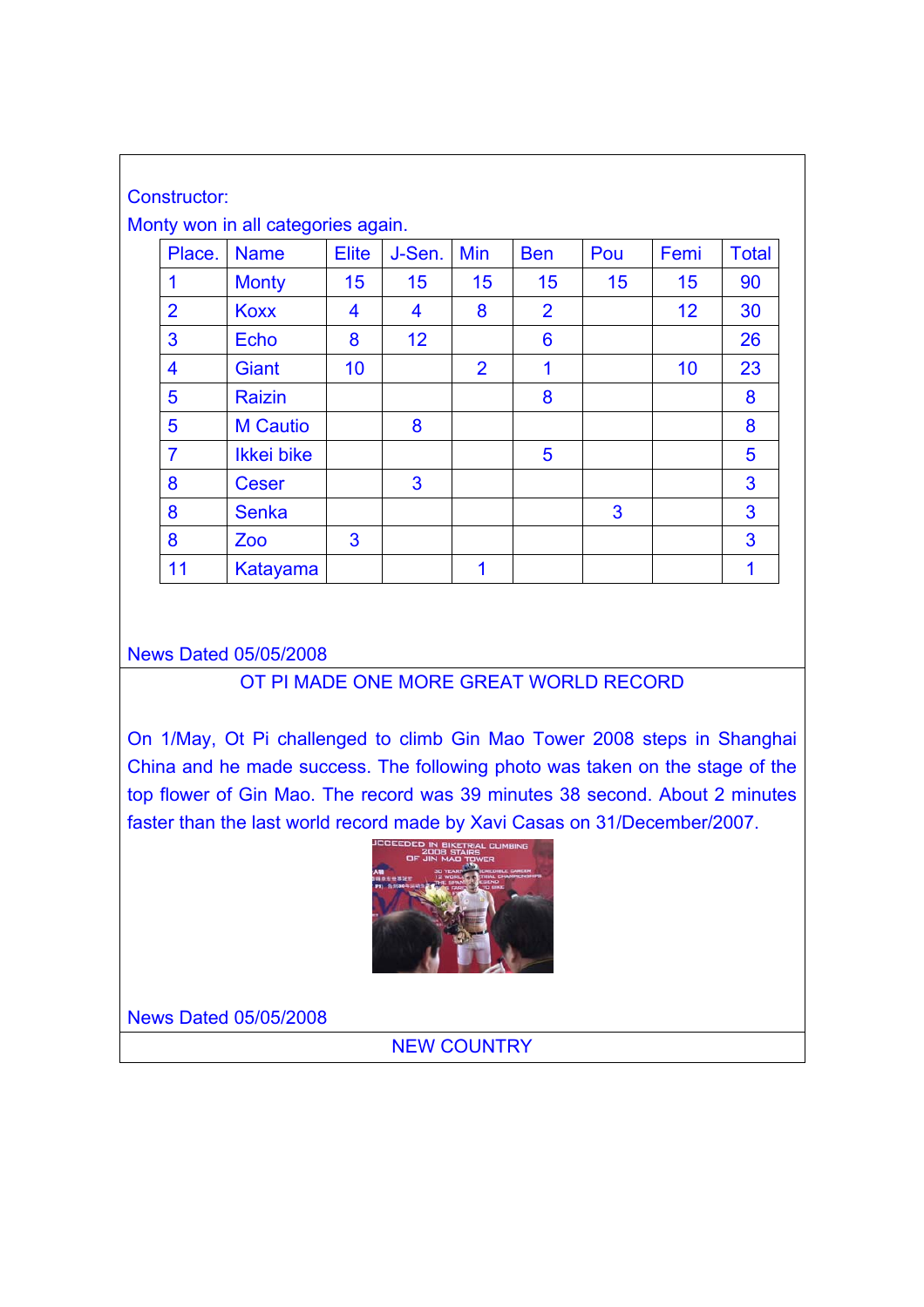Constructor:

Monty won in all categories again.

| Place. | Name | Elite | J-Sen. | Min | Ben | Pou | Femi | Total |
|---|---|---|---|---|---|---|---|---|
| 1 | Monty | 15 | 15 | 15 | 15 | 15 | 15 | 90 |
| 2 | Koxx | 4 | 4 | 8 | 2 | | 12 | 30 |
| 3 | Echo | 8 | 12 | | 6 | | | 26 |
| 4 | Giant | 10 | | 2 | 1 | | 10 | 23 |
| 5 | Raizin | | | | 8 | | | 8 |
| 5 | M Cautio | | 8 | | | | | 8 |
| 7 | Ikkei bike | | | | 5 | | | 5 |
| 8 | Ceser | | 3 | | | | | 3 |
| 8 | Senka | | | | | 3 | | 3 |
| 8 | Zoo | 3 | | | | | | 3 |
| 11 | Katayama | | | 1 | | | | 1 |

News Dated 05/05/2008

OT PI MADE ONE MORE GREAT WORLD RECORD

On 1/May, Ot Pi challenged to climb Gin Mao Tower 2008 steps in Shanghai China and he made success. The following photo was taken on the stage of the top flower of Gin Mao. The record was 39 minutes 38 second. About 2 minutes faster than the last world record made by Xavi Casas on 31/December/2007.

News Dated 05/05/2008

NEW COUNTRY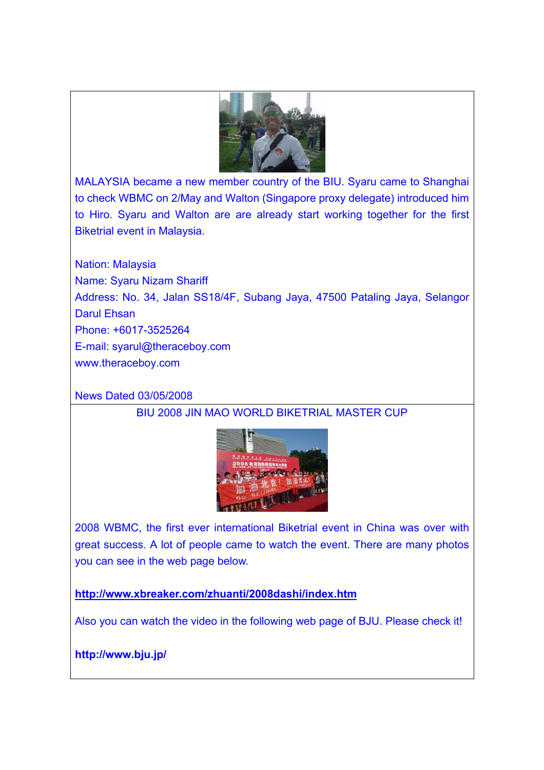MALAYSIA became a new member country of the BIU. Syaru came to Shanghai to check WBMC on 2/May and Walton (Singapore proxy delegate) introduced him to Hiro. Syaru and Walton are are already start working together for the first Biketrial event in Malaysia.

Nation: Malaysia
Name: Syaru Nizam Shariff
Address: No. 34, Jalan SS18/4F, Subang Jaya, 47500 Pataling Jaya, Selangor Darul Ehsan
Phone: +6017-3525264
E-mail: syarul@theraceboy.com
www.theraceboy.com

News Dated 03/05/2008

BIU 2008 JIN MAO WORLD BIKETRIAL MASTER CUP

2008 WBMC, the first ever international Biketrial event in China was over with great success. A lot of people came to watch the event. There are many photos you can see in the web page below.

**http://www.xbreaker.com/zhuanti/2008dashi/index.htm**

Also you can watch the video in the following web page of BJU. Please check it!

**http://www.bju.jp/**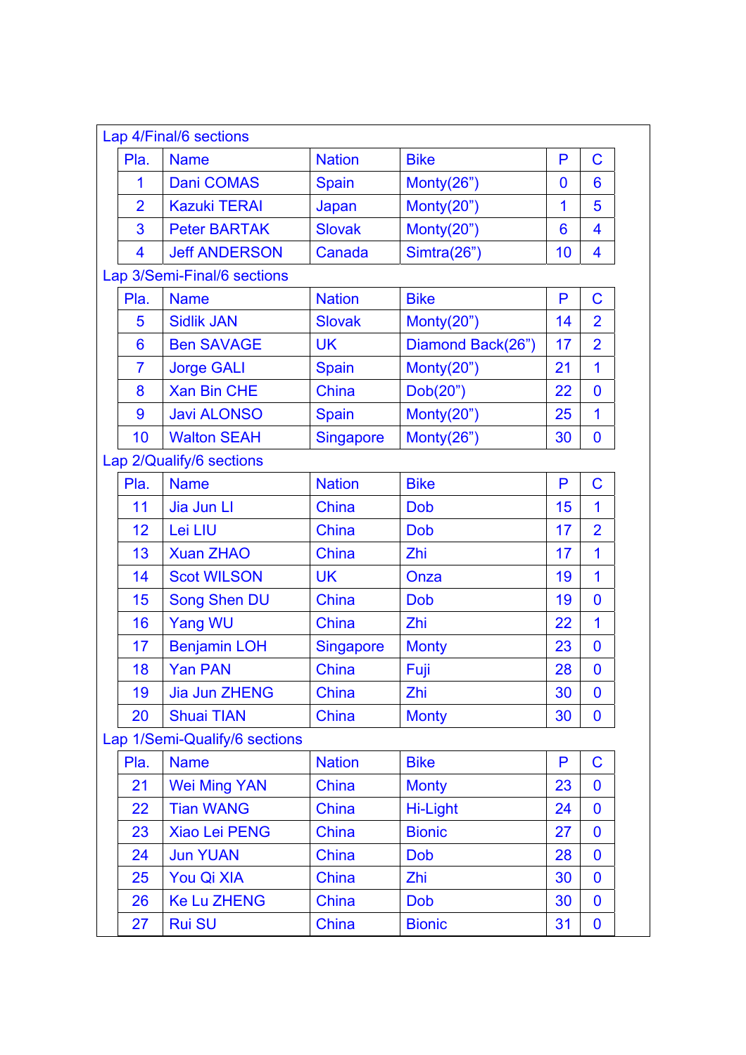Lap 4/Final/6 sections

| Pla. | Name | Nation | Bike | P | C |
|---|---|---|---|---|---|
| 1 | Dani COMAS | Spain | Monty(26”) | 0 | 6 |
| 2 | Kazuki TERAI | Japan | Monty(20”) | 1 | 5 |
| 3 | Peter BARTAK | Slovak | Monty(20”) | 6 | 4 |
| 4 | Jeff ANDERSON | Canada | Simtra(26”) | 10 | 4 |

Lap 3/Semi-Final/6 sections

| Pla. | Name | Nation | Bike | P | C |
|---|---|---|---|---|---|
| 5 | Sidlik JAN | Slovak | Monty(20”) | 14 | 2 |
| 6 | Ben SAVAGE | UK | Diamond Back(26”) | 17 | 2 |
| 7 | Jorge GALI | Spain | Monty(20”) | 21 | 1 |
| 8 | Xan Bin CHE | China | Dob(20”) | 22 | 0 |
| 9 | Javi ALONSO | Spain | Monty(20”) | 25 | 1 |
| 10 | Walton SEAH | Singapore | Monty(26”) | 30 | 0 |

Lap 2/Qualify/6 sections

| Pla. | Name | Nation | Bike | P | C |
|---|---|---|---|---|---|
| 11 | Jia Jun LI | China | Dob | 15 | 1 |
| 12 | Lei LIU | China | Dob | 17 | 2 |
| 13 | Xuan ZHAO | China | Zhi | 17 | 1 |
| 14 | Scot WILSON | UK | Onza | 19 | 1 |
| 15 | Song Shen DU | China | Dob | 19 | 0 |
| 16 | Yang WU | China | Zhi | 22 | 1 |
| 17 | Benjamin LOH | Singapore | Monty | 23 | 0 |
| 18 | Yan PAN | China | Fuji | 28 | 0 |
| 19 | Jia Jun ZHENG | China | Zhi | 30 | 0 |
| 20 | Shuai TIAN | China | Monty | 30 | 0 |

Lap 1/Semi-Qualify/6 sections

| Pla. | Name | Nation | Bike | P | C |
|---|---|---|---|---|---|
| 21 | Wei Ming YAN | China | Monty | 23 | 0 |
| 22 | Tian WANG | China | Hi-Light | 24 | 0 |
| 23 | Xiao Lei PENG | China | Bionic | 27 | 0 |
| 24 | Jun YUAN | China | Dob | 28 | 0 |
| 25 | You Qi XIA | China | Zhi | 30 | 0 |
| 26 | Ke Lu ZHENG | China | Dob | 30 | 0 |
| 27 | Rui SU | China | Bionic | 31 | 0 |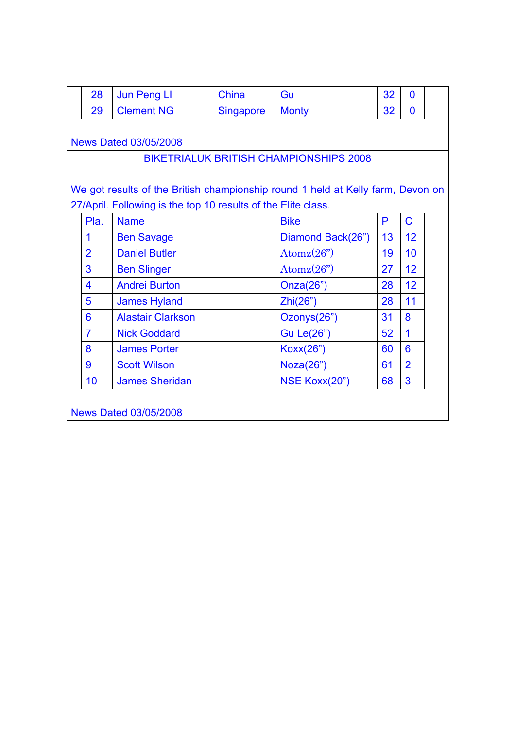| | | | | | |
|---|---|---|---|---|---|
| 28 | Jun Peng LI | China | Gu | 32 | 0 |
| 29 | Clement NG | Singapore | Monty | 32 | 0 |

News Dated 03/05/2008

BIKETRIALUK BRITISH CHAMPIONSHIPS 2008

We got results of the British championship round 1 held at Kelly farm, Devon on 27/April. Following is the top 10 results of the Elite class.

| Pla. | Name | Bike | P | C |
|---|---|---|---|---|
| 1 | Ben Savage | Diamond Back(26") | 13 | 12 |
| 2 | Daniel Butler | Atomz(26") | 19 | 10 |
| 3 | Ben Slinger | Atomz(26") | 27 | 12 |
| 4 | Andrei Burton | Onza(26") | 28 | 12 |
| 5 | James Hyland | Zhi(26") | 28 | 11 |
| 6 | Alastair Clarkson | Ozonys(26") | 31 | 8 |
| 7 | Nick Goddard | Gu Le(26") | 52 | 1 |
| 8 | James Porter | Koxx(26") | 60 | 6 |
| 9 | Scott Wilson | Noza(26") | 61 | 2 |
| 10 | James Sheridan | NSE Koxx(20") | 68 | 3 |

News Dated 03/05/2008